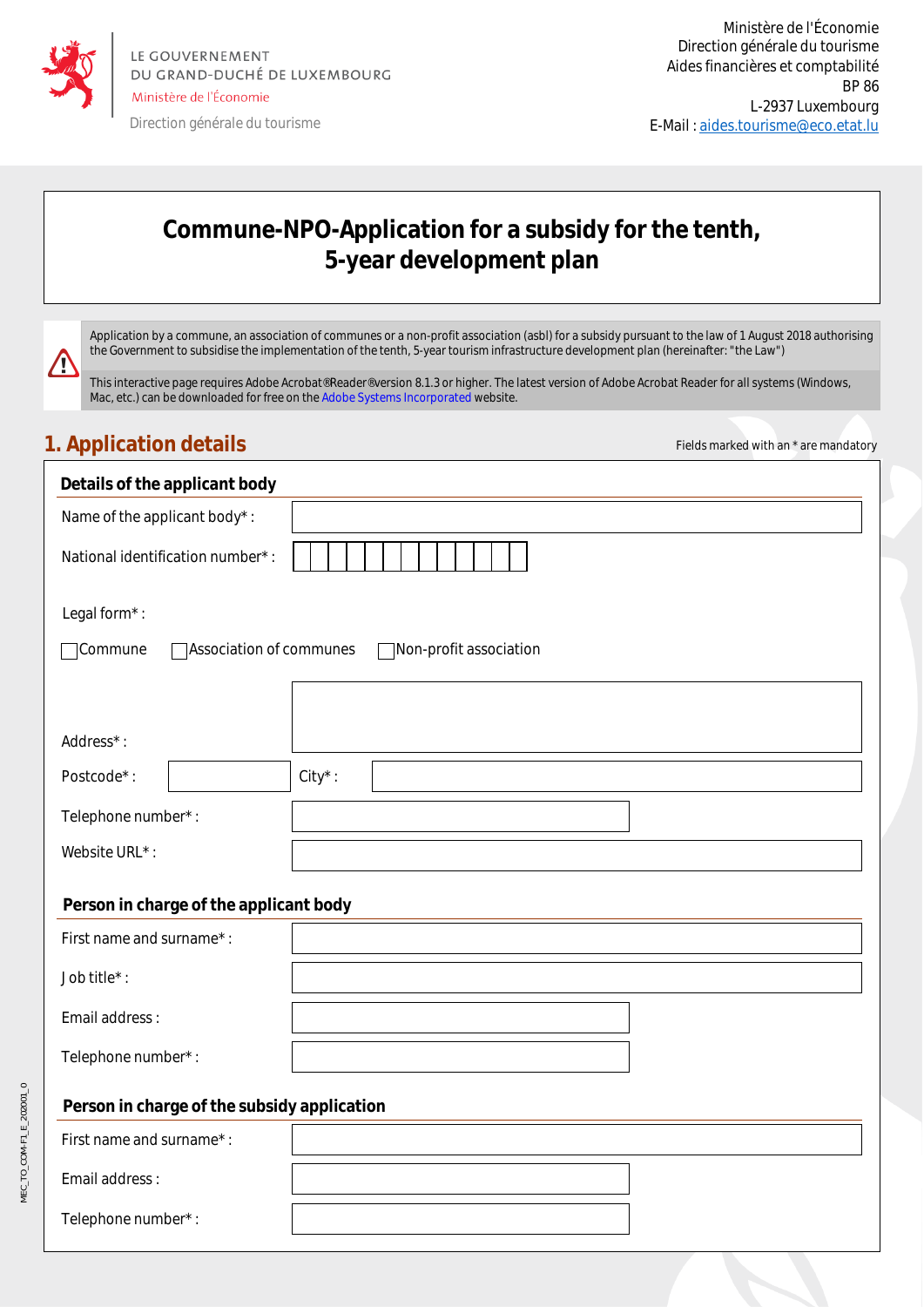LE GOUVERNEMENT
DU GRAND-DUCHÉ DE LUXEMBOURG
Ministère de l'Économie

Direction générale du tourisme

Ministère de l'Économie
Direction générale du tourisme
Aides financières et comptabilité
BP 86
L-2937 Luxembourg
E-Mail : aides.tourisme@eco.etat.lu

# Commune-NPO-Application for a subsidy for the tenth, 5-year development plan

Application by a commune, an association of communes or a non-profit association (asbl) for a subsidy pursuant to the law of 1 August 2018 authorising the Government to subsidise the implementation of the tenth, 5-year tourism infrastructure development plan (hereinafter: "the Law")

This interactive page requires Adobe Acrobat®Reader®version 8.1.3 or higher. The latest version of Adobe Acrobat Reader for all systems (Windows, Mac, etc.) can be downloaded for free on the Adobe Systems Incorporated website.

## 1. Application details

Fields marked with an * are mandatory

### Details of the applicant body

Name of the applicant body* :

National identification number* :

Legal form* :

☐ Commune ☐ Association of communes ☐ Non-profit association

Address* :

Postcode* : City* :

Telephone number* :

Website URL* :

### Person in charge of the applicant body

First name and surname* :

Job title* :

Email address :

Telephone number* :

### Person in charge of the subsidy application

First name and surname* :

Email address :

Telephone number* :

MEC_TO_COM-FI_E_202001_0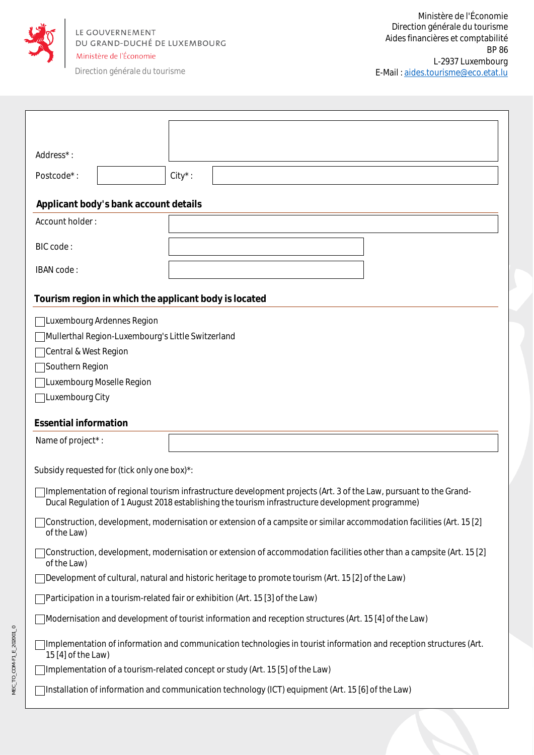Ministère de l'Économie
Direction générale du tourisme
Aides financières et comptabilité
BP 86
L-2937 Luxembourg
E-Mail : aides.tourisme@eco.etat.lu

LE GOUVERNEMENT DU GRAND-DUCHÉ DE LUXEMBOURG
Ministère de l'Économie
Direction générale du tourisme

Address* :

Postcode* : City* :

### Applicant body's bank account details

Account holder :

BIC code :

IBAN code :

### Tourism region in which the applicant body is located

- ☐ Luxembourg Ardennes Region
- ☐ Mullerthal Region-Luxembourg's Little Switzerland
- ☐ Central & West Region
- ☐ Southern Region
- ☐ Luxembourg Moselle Region
- ☐ Luxembourg City

### Essential information

Name of project* :

Subsidy requested for (tick only one box)*:

- ☐ Implementation of regional tourism infrastructure development projects (Art. 3 of the Law, pursuant to the Grand-Ducal Regulation of 1 August 2018 establishing the tourism infrastructure development programme)
- ☐ Construction, development, modernisation or extension of a campsite or similar accommodation facilities (Art. 15 [2] of the Law)
- ☐ Construction, development, modernisation or extension of accommodation facilities other than a campsite (Art. 15 [2] of the Law)
- ☐ Development of cultural, natural and historic heritage to promote tourism (Art. 15 [2] of the Law)
- ☐ Participation in a tourism-related fair or exhibition (Art. 15 [3] of the Law)
- ☐ Modernisation and development of tourist information and reception structures (Art. 15 [4] of the Law)
- ☐ Implementation of information and communication technologies in tourist information and reception structures (Art. 15 [4] of the Law)
- ☐ Implementation of a tourism-related concept or study (Art. 15 [5] of the Law)
- ☐ Installation of information and communication technology (ICT) equipment (Art. 15 [6] of the Law)

MEC_TO_COM-FI_E_202001_0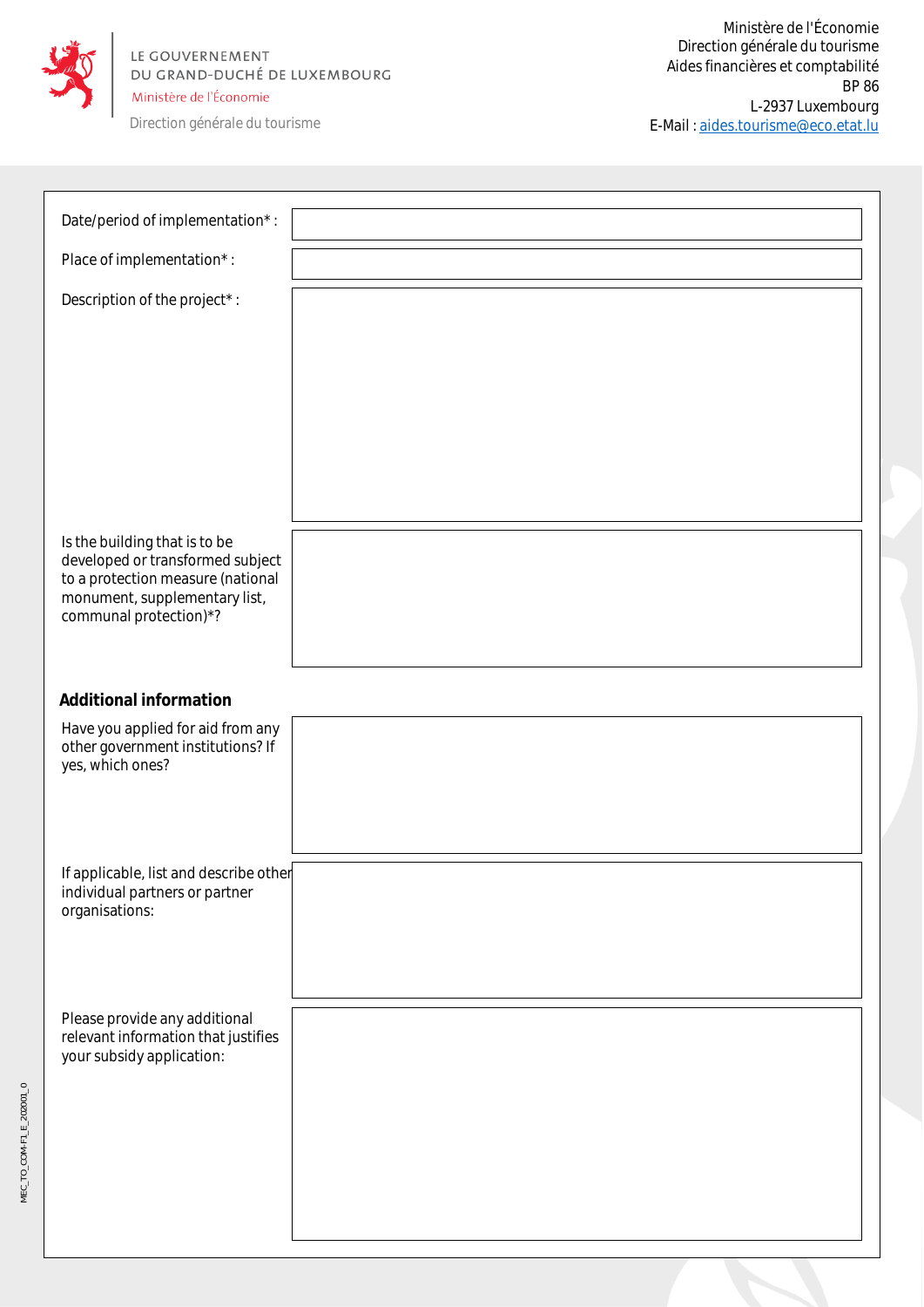LE GOUVERNEMENT
DU GRAND-DUCHÉ DE LUXEMBOURG
Ministère de l'Économie

Direction générale du tourisme

Ministère de l'Économie
Direction générale du tourisme
Aides financières et comptabilité
BP 86
L-2937 Luxembourg
E-Mail : aides.tourisme@eco.etat.lu

Date/period of implementation* :

Place of implementation* :

Description of the project* :

Is the building that is to be developed or transformed subject to a protection measure (national monument, supplementary list, communal protection)*?

**Additional information**

Have you applied for aid from any other government institutions? If yes, which ones?

If applicable, list and describe other individual partners or partner organisations:

Please provide any additional relevant information that justifies your subsidy application:

MEC_TO_COM-FI_E_202001_0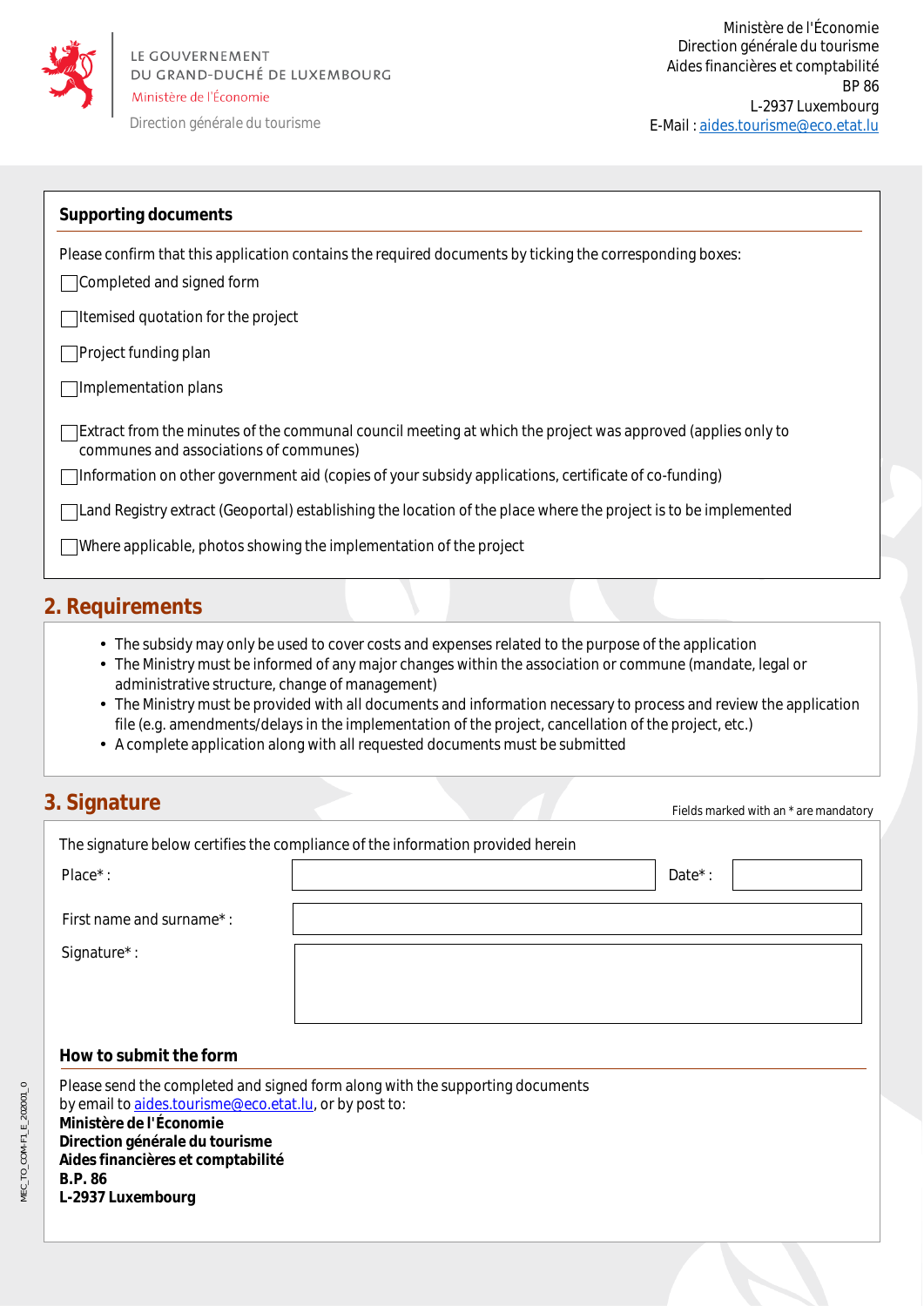LE GOUVERNEMENT
DU GRAND-DUCHÉ DE LUXEMBOURG
Ministère de l'Économie

Direction générale du tourisme

Ministère de l'Économie
Direction générale du tourisme
Aides financières et comptabilité
BP 86
L-2937 Luxembourg
E-Mail : aides.tourisme@eco.etat.lu

### Supporting documents

Please confirm that this application contains the required documents by ticking the corresponding boxes:

- ☐ Completed and signed form
- ☐ Itemised quotation for the project
- ☐ Project funding plan
- ☐ Implementation plans
- ☐ Extract from the minutes of the communal council meeting at which the project was approved (applies only to communes and associations of communes)
- ☐ Information on other government aid (copies of your subsidy applications, certificate of co-funding)
- ☐ Land Registry extract (Geoportal) establishing the location of the place where the project is to be implemented
- ☐ Where applicable, photos showing the implementation of the project

## 2. Requirements

- The subsidy may only be used to cover costs and expenses related to the purpose of the application
- The Ministry must be informed of any major changes within the association or commune (mandate, legal or administrative structure, change of management)
- The Ministry must be provided with all documents and information necessary to process and review the application file (e.g. amendments/delays in the implementation of the project, cancellation of the project, etc.)
- A complete application along with all requested documents must be submitted

## 3. Signature

Fields marked with an * are mandatory

The signature below certifies the compliance of the information provided herein

Place* : \_\_\_\_\_\_\_\_\_\_ Date* : \_\_\_\_\_\_\_\_\_\_

First name and surname* : \_\_\_\_\_\_\_\_\_\_

Signature* : \_\_\_\_\_\_\_\_\_\_

### How to submit the form

Please send the completed and signed form along with the supporting documents by email to aides.tourisme@eco.etat.lu, or by post to:

**Ministère de l'Économie**
**Direction générale du tourisme**
**Aides financières et comptabilité**
**B.P. 86**
**L-2937 Luxembourg**

MEC_TO_COM-F1_E_202001_0